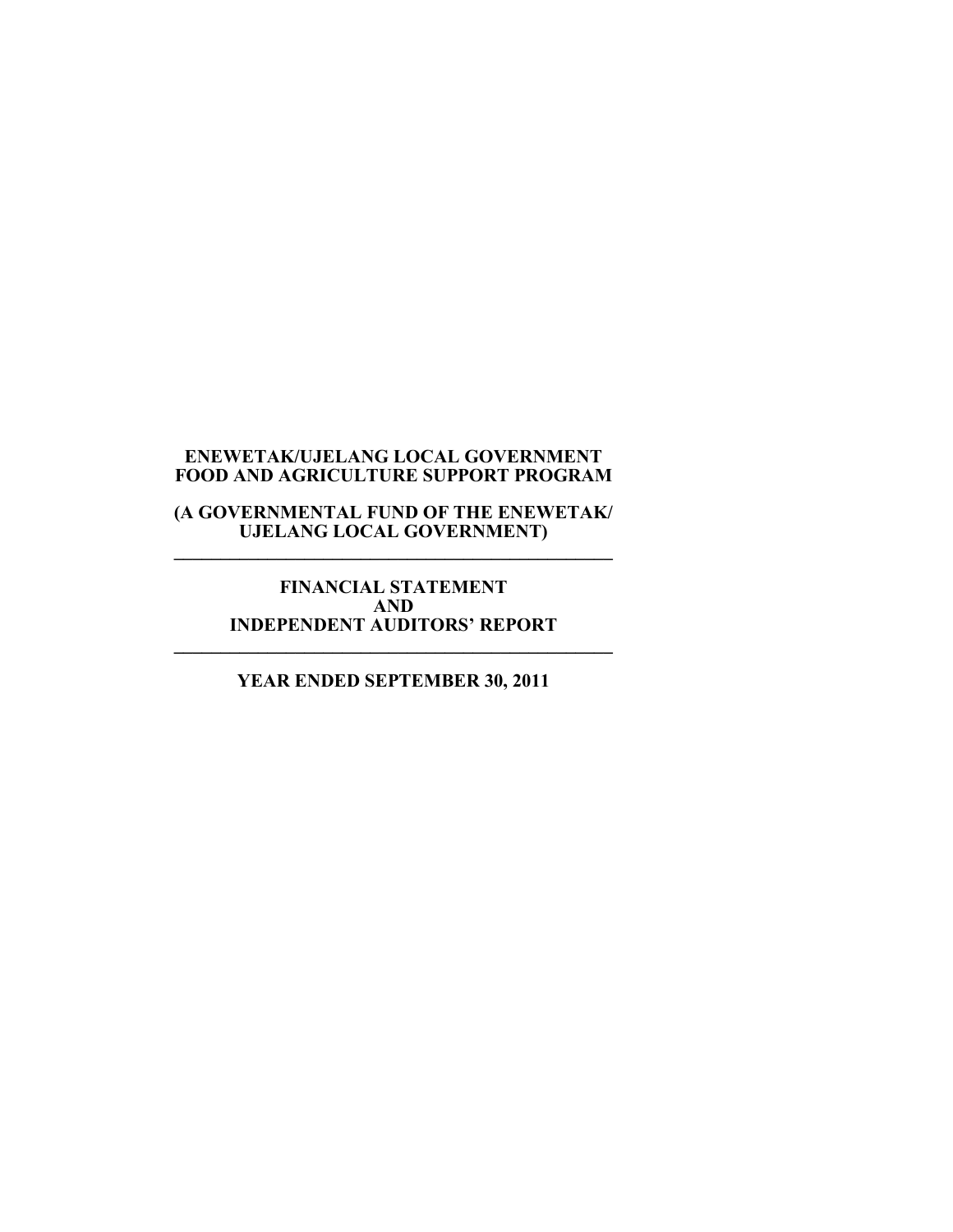# ENEWETAK/UJELANG LOCAL GOVERNMENT FOOD AND AGRICULTURE SUPPORT PROGRAM

## (A GOVERNMENTAL FUND OF THE ENEWETAK/ UJELANG LOCAL GOVERNMENT)

---

## FINANCIAL STATEMENT AND INDEPENDENT AUDITORS' REPORT

---

## YEAR ENDED SEPTEMBER 30, 2011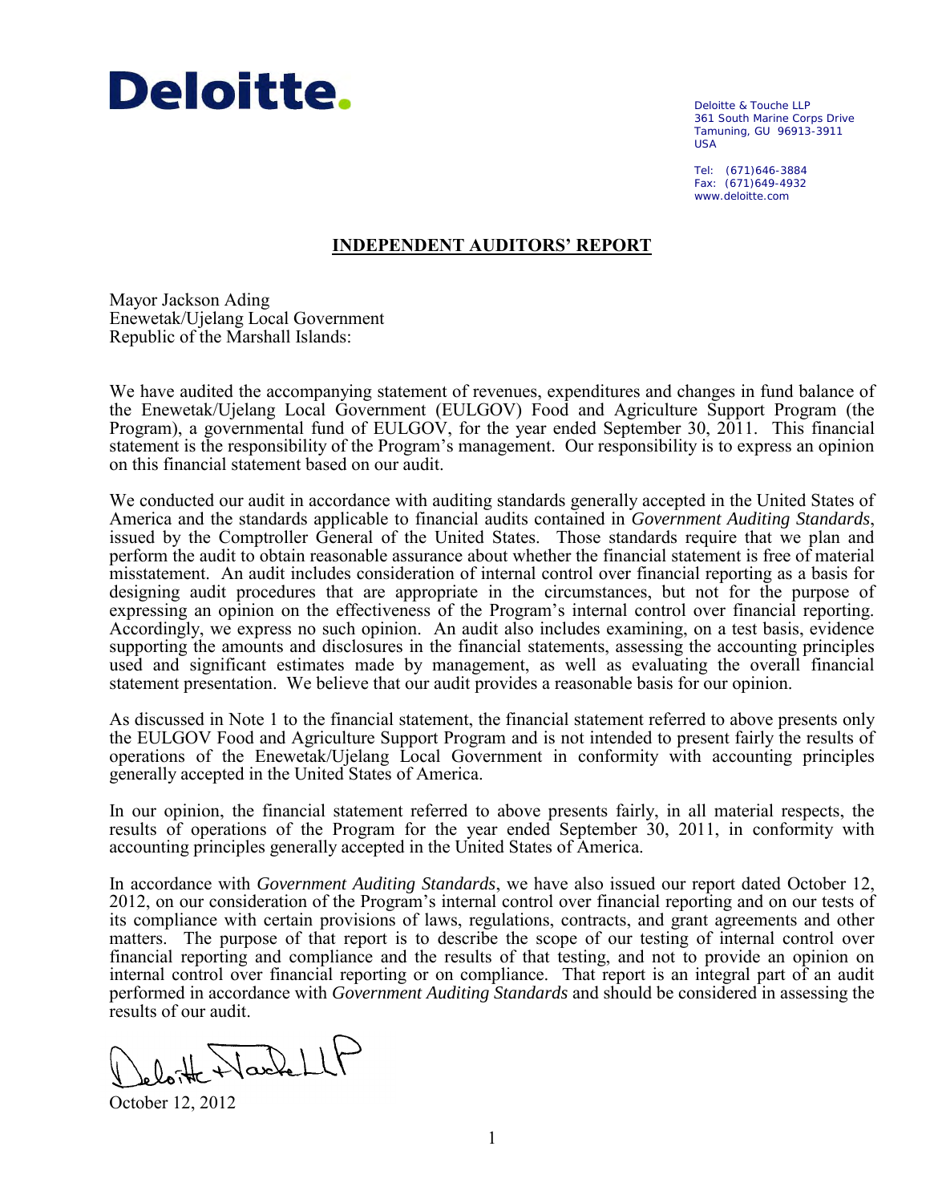**Deloitte.**

Deloitte & Touche LLP
361 South Marine Corps Drive
Tamuning, GU 96913-3911
USA

Tel: (671)646-3884
Fax: (671)649-4932
www.deloitte.com

## INDEPENDENT AUDITORS' REPORT

Mayor Jackson Ading
Enewetak/Ujelang Local Government
Republic of the Marshall Islands:

We have audited the accompanying statement of revenues, expenditures and changes in fund balance of the Enewetak/Ujelang Local Government (EULGOV) Food and Agriculture Support Program (the Program), a governmental fund of EULGOV, for the year ended September 30, 2011. This financial statement is the responsibility of the Program's management. Our responsibility is to express an opinion on this financial statement based on our audit.

We conducted our audit in accordance with auditing standards generally accepted in the United States of America and the standards applicable to financial audits contained in *Government Auditing Standards*, issued by the Comptroller General of the United States. Those standards require that we plan and perform the audit to obtain reasonable assurance about whether the financial statement is free of material misstatement. An audit includes consideration of internal control over financial reporting as a basis for designing audit procedures that are appropriate in the circumstances, but not for the purpose of expressing an opinion on the effectiveness of the Program's internal control over financial reporting. Accordingly, we express no such opinion. An audit also includes examining, on a test basis, evidence supporting the amounts and disclosures in the financial statements, assessing the accounting principles used and significant estimates made by management, as well as evaluating the overall financial statement presentation. We believe that our audit provides a reasonable basis for our opinion.

As discussed in Note 1 to the financial statement, the financial statement referred to above presents only the EULGOV Food and Agriculture Support Program and is not intended to present fairly the results of operations of the Enewetak/Ujelang Local Government in conformity with accounting principles generally accepted in the United States of America.

In our opinion, the financial statement referred to above presents fairly, in all material respects, the results of operations of the Program for the year ended September 30, 2011, in conformity with accounting principles generally accepted in the United States of America.

In accordance with *Government Auditing Standards*, we have also issued our report dated October 12, 2012, on our consideration of the Program's internal control over financial reporting and on our tests of its compliance with certain provisions of laws, regulations, contracts, and grant agreements and other matters. The purpose of that report is to describe the scope of our testing of internal control over financial reporting and compliance and the results of that testing, and not to provide an opinion on internal control over financial reporting or on compliance. That report is an integral part of an audit performed in accordance with *Government Auditing Standards* and should be considered in assessing the results of our audit.

Deloitte & Touche LLP

October 12, 2012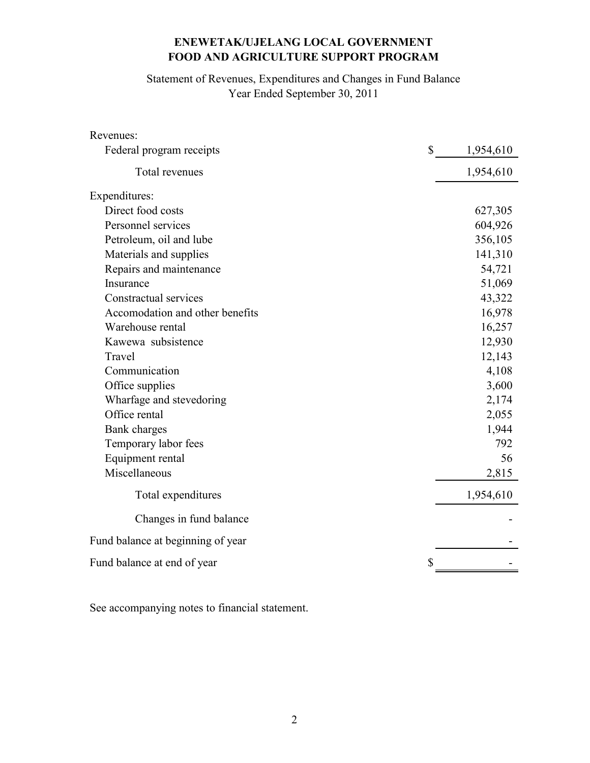# ENEWETAK/UJELANG LOCAL GOVERNMENT
# FOOD AND AGRICULTURE SUPPORT PROGRAM

Statement of Revenues, Expenditures and Changes in Fund Balance
Year Ended September 30, 2011

| | |
|---|---|
| Revenues: | |
| Federal program receipts | $ 1,954,610 |
| Total revenues | 1,954,610 |
| Expenditures: | |
| Direct food costs | 627,305 |
| Personnel services | 604,926 |
| Petroleum, oil and lube | 356,105 |
| Materials and supplies | 141,310 |
| Repairs and maintenance | 54,721 |
| Insurance | 51,069 |
| Constractual services | 43,322 |
| Accomodation and other benefits | 16,978 |
| Warehouse rental | 16,257 |
| Kawewa subsistence | 12,930 |
| Travel | 12,143 |
| Communication | 4,108 |
| Office supplies | 3,600 |
| Wharfage and stevedoring | 2,174 |
| Office rental | 2,055 |
| Bank charges | 1,944 |
| Temporary labor fees | 792 |
| Equipment rental | 56 |
| Miscellaneous | 2,815 |
| Total expenditures | 1,954,610 |
| Changes in fund balance | - |
| Fund balance at beginning of year | - |
| Fund balance at end of year | $ - |

See accompanying notes to financial statement.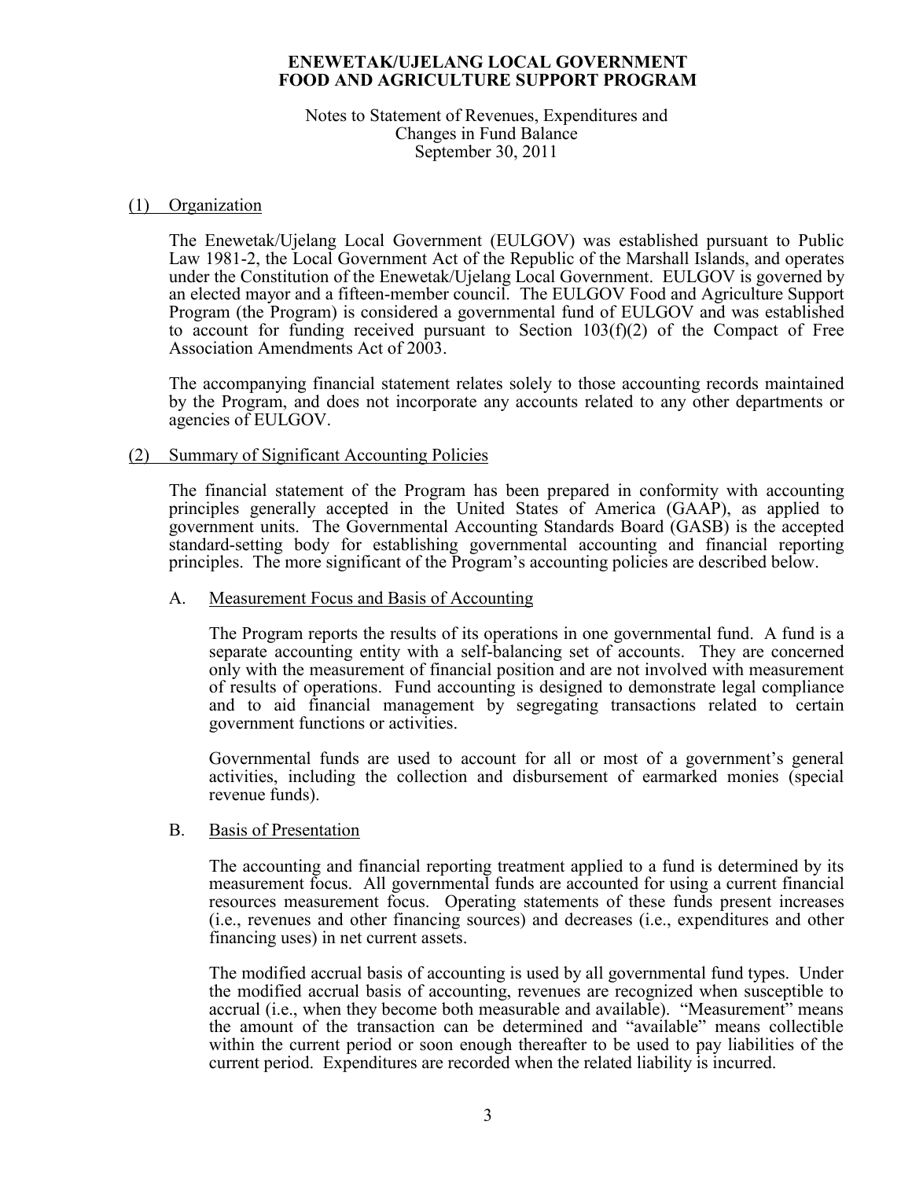**ENEWETAK/UJELANG LOCAL GOVERNMENT**
**FOOD AND AGRICULTURE SUPPORT PROGRAM**

Notes to Statement of Revenues, Expenditures and
Changes in Fund Balance
September 30, 2011

## (1) Organization

The Enewetak/Ujelang Local Government (EULGOV) was established pursuant to Public Law 1981-2, the Local Government Act of the Republic of the Marshall Islands, and operates under the Constitution of the Enewetak/Ujelang Local Government. EULGOV is governed by an elected mayor and a fifteen-member council. The EULGOV Food and Agriculture Support Program (the Program) is considered a governmental fund of EULGOV and was established to account for funding received pursuant to Section 103(f)(2) of the Compact of Free Association Amendments Act of 2003.

The accompanying financial statement relates solely to those accounting records maintained by the Program, and does not incorporate any accounts related to any other departments or agencies of EULGOV.

## (2) Summary of Significant Accounting Policies

The financial statement of the Program has been prepared in conformity with accounting principles generally accepted in the United States of America (GAAP), as applied to government units. The Governmental Accounting Standards Board (GASB) is the accepted standard-setting body for establishing governmental accounting and financial reporting principles. The more significant of the Program's accounting policies are described below.

### A. Measurement Focus and Basis of Accounting

The Program reports the results of its operations in one governmental fund. A fund is a separate accounting entity with a self-balancing set of accounts. They are concerned only with the measurement of financial position and are not involved with measurement of results of operations. Fund accounting is designed to demonstrate legal compliance and to aid financial management by segregating transactions related to certain government functions or activities.

Governmental funds are used to account for all or most of a government's general activities, including the collection and disbursement of earmarked monies (special revenue funds).

### B. Basis of Presentation

The accounting and financial reporting treatment applied to a fund is determined by its measurement focus. All governmental funds are accounted for using a current financial resources measurement focus. Operating statements of these funds present increases (i.e., revenues and other financing sources) and decreases (i.e., expenditures and other financing uses) in net current assets.

The modified accrual basis of accounting is used by all governmental fund types. Under the modified accrual basis of accounting, revenues are recognized when susceptible to accrual (i.e., when they become both measurable and available). "Measurement" means the amount of the transaction can be determined and "available" means collectible within the current period or soon enough thereafter to be used to pay liabilities of the current period. Expenditures are recorded when the related liability is incurred.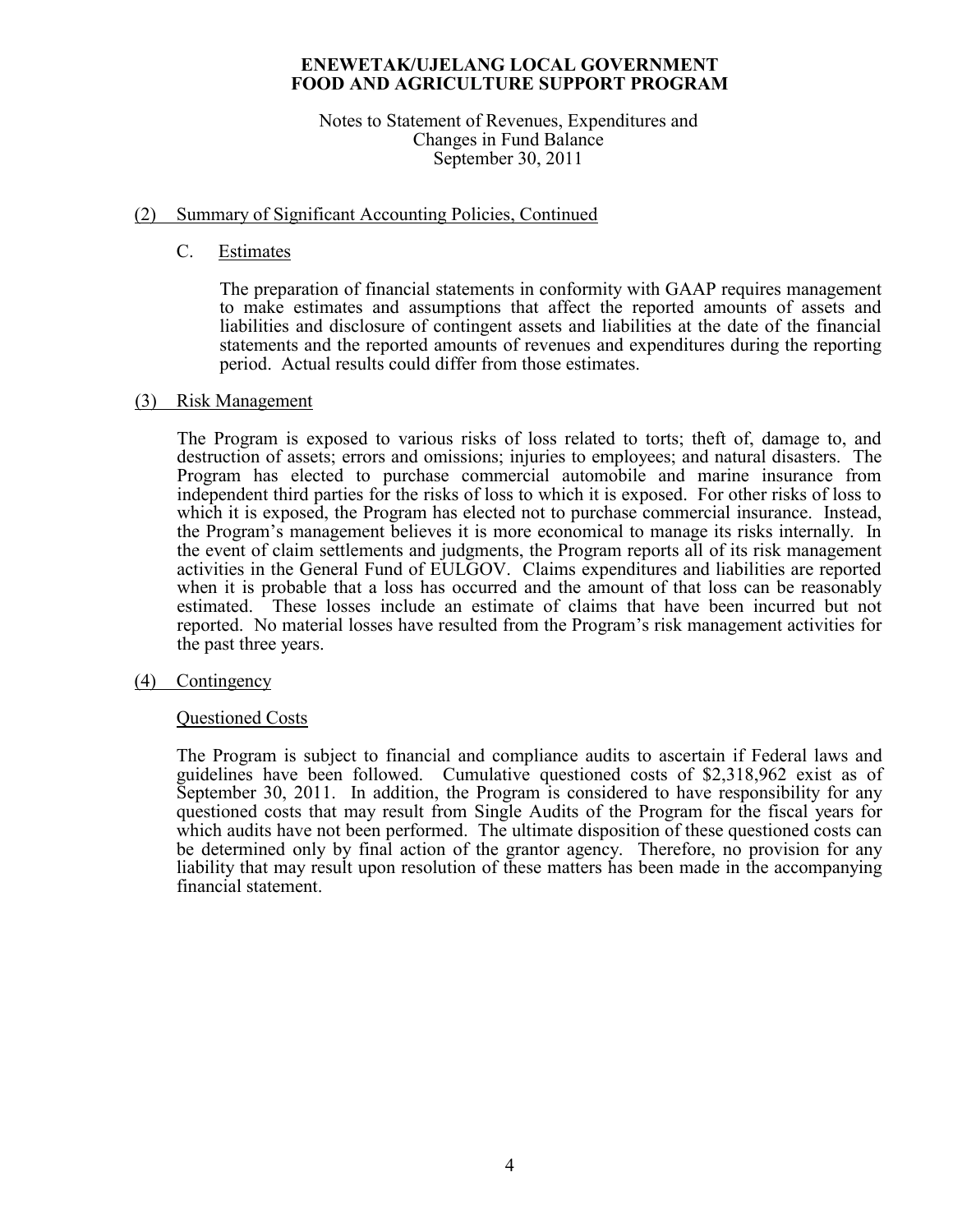**ENEWETAK/UJELANG LOCAL GOVERNMENT**
**FOOD AND AGRICULTURE SUPPORT PROGRAM**

Notes to Statement of Revenues, Expenditures and Changes in Fund Balance
September 30, 2011

## (2) Summary of Significant Accounting Policies, Continued

### C. Estimates

The preparation of financial statements in conformity with GAAP requires management to make estimates and assumptions that affect the reported amounts of assets and liabilities and disclosure of contingent assets and liabilities at the date of the financial statements and the reported amounts of revenues and expenditures during the reporting period. Actual results could differ from those estimates.

## (3) Risk Management

The Program is exposed to various risks of loss related to torts; theft of, damage to, and destruction of assets; errors and omissions; injuries to employees; and natural disasters. The Program has elected to purchase commercial automobile and marine insurance from independent third parties for the risks of loss to which it is exposed. For other risks of loss to which it is exposed, the Program has elected not to purchase commercial insurance. Instead, the Program's management believes it is more economical to manage its risks internally. In the event of claim settlements and judgments, the Program reports all of its risk management activities in the General Fund of EULGOV. Claims expenditures and liabilities are reported when it is probable that a loss has occurred and the amount of that loss can be reasonably estimated. These losses include an estimate of claims that have been incurred but not reported. No material losses have resulted from the Program's risk management activities for the past three years.

## (4) Contingency

### Questioned Costs

The Program is subject to financial and compliance audits to ascertain if Federal laws and guidelines have been followed. Cumulative questioned costs of $2,318,962 exist as of September 30, 2011. In addition, the Program is considered to have responsibility for any questioned costs that may result from Single Audits of the Program for the fiscal years for which audits have not been performed. The ultimate disposition of these questioned costs can be determined only by final action of the grantor agency. Therefore, no provision for any liability that may result upon resolution of these matters has been made in the accompanying financial statement.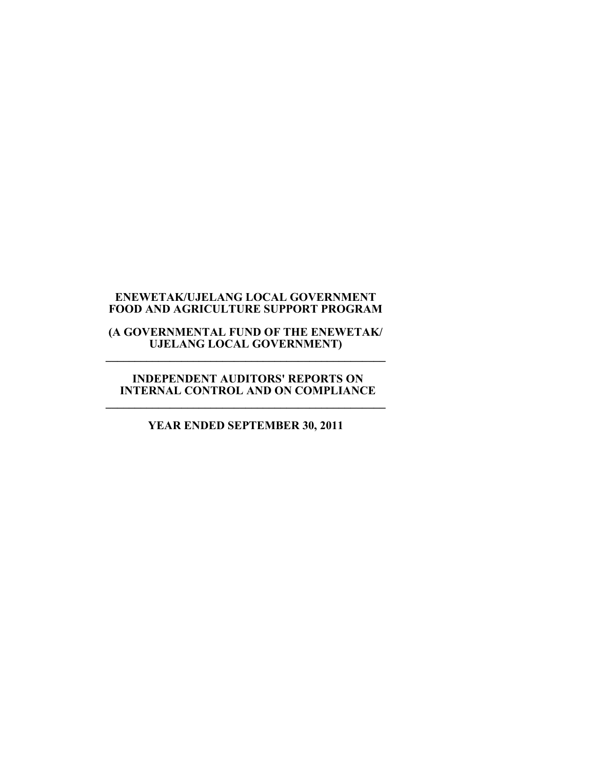# ENEWETAK/UJELANG LOCAL GOVERNMENT FOOD AND AGRICULTURE SUPPORT PROGRAM

## (A GOVERNMENTAL FUND OF THE ENEWETAK/ UJELANG LOCAL GOVERNMENT)

---

## INDEPENDENT AUDITORS' REPORTS ON INTERNAL CONTROL AND ON COMPLIANCE

---

## YEAR ENDED SEPTEMBER 30, 2011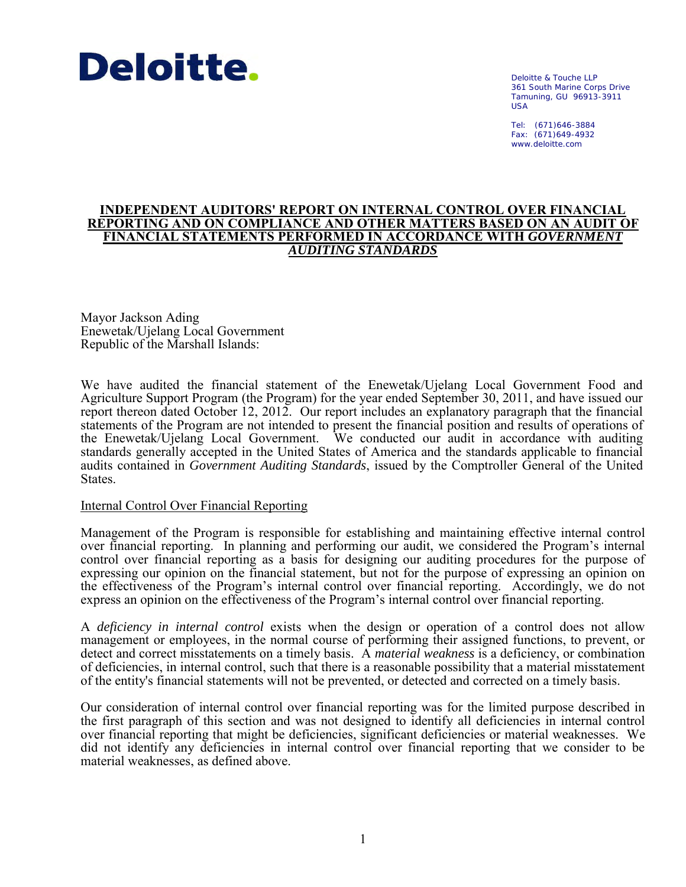Deloitte.

Deloitte & Touche LLP
361 South Marine Corps Drive
Tamuning, GU 96913-3911
USA

Tel: (671)646-3884
Fax: (671)649-4932
www.deloitte.com

# INDEPENDENT AUDITORS' REPORT ON INTERNAL CONTROL OVER FINANCIAL REPORTING AND ON COMPLIANCE AND OTHER MATTERS BASED ON AN AUDIT OF FINANCIAL STATEMENTS PERFORMED IN ACCORDANCE WITH *GOVERNMENT AUDITING STANDARDS*

Mayor Jackson Ading
Enewetak/Ujelang Local Government
Republic of the Marshall Islands:

We have audited the financial statement of the Enewetak/Ujelang Local Government Food and Agriculture Support Program (the Program) for the year ended September 30, 2011, and have issued our report thereon dated October 12, 2012. Our report includes an explanatory paragraph that the financial statements of the Program are not intended to present the financial position and results of operations of the Enewetak/Ujelang Local Government. We conducted our audit in accordance with auditing standards generally accepted in the United States of America and the standards applicable to financial audits contained in *Government Auditing Standards*, issued by the Comptroller General of the United States.

## Internal Control Over Financial Reporting

Management of the Program is responsible for establishing and maintaining effective internal control over financial reporting. In planning and performing our audit, we considered the Program's internal control over financial reporting as a basis for designing our auditing procedures for the purpose of expressing our opinion on the financial statement, but not for the purpose of expressing an opinion on the effectiveness of the Program's internal control over financial reporting. Accordingly, we do not express an opinion on the effectiveness of the Program's internal control over financial reporting.

A *deficiency in internal control* exists when the design or operation of a control does not allow management or employees, in the normal course of performing their assigned functions, to prevent, or detect and correct misstatements on a timely basis. A *material weakness* is a deficiency, or combination of deficiencies, in internal control, such that there is a reasonable possibility that a material misstatement of the entity's financial statements will not be prevented, or detected and corrected on a timely basis.

Our consideration of internal control over financial reporting was for the limited purpose described in the first paragraph of this section and was not designed to identify all deficiencies in internal control over financial reporting that might be deficiencies, significant deficiencies or material weaknesses. We did not identify any deficiencies in internal control over financial reporting that we consider to be material weaknesses, as defined above.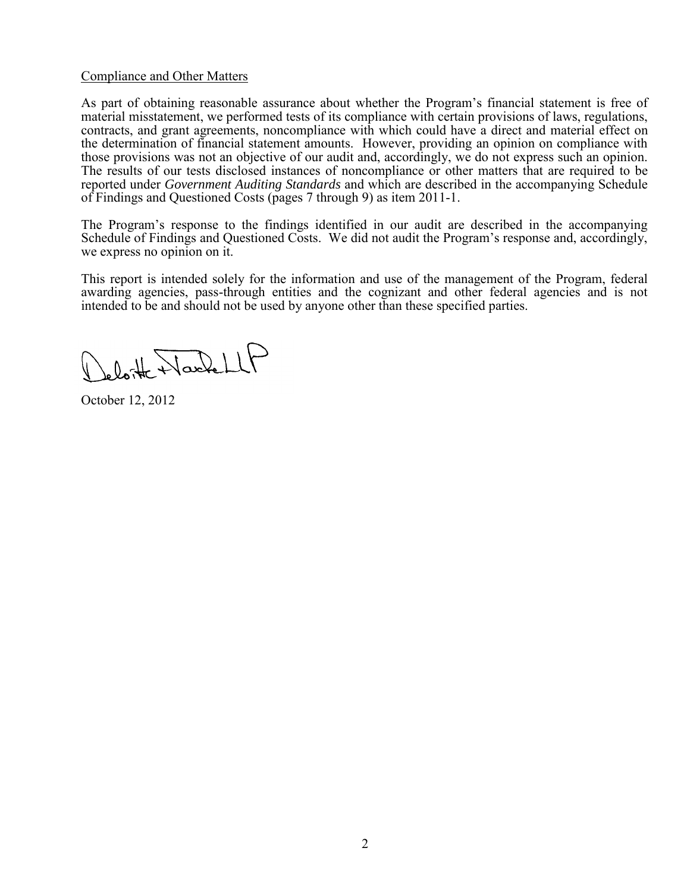Compliance and Other Matters

As part of obtaining reasonable assurance about whether the Program's financial statement is free of material misstatement, we performed tests of its compliance with certain provisions of laws, regulations, contracts, and grant agreements, noncompliance with which could have a direct and material effect on the determination of financial statement amounts. However, providing an opinion on compliance with those provisions was not an objective of our audit and, accordingly, we do not express such an opinion. The results of our tests disclosed instances of noncompliance or other matters that are required to be reported under *Government Auditing Standards* and which are described in the accompanying Schedule of Findings and Questioned Costs (pages 7 through 9) as item 2011-1.

The Program's response to the findings identified in our audit are described in the accompanying Schedule of Findings and Questioned Costs. We did not audit the Program's response and, accordingly, we express no opinion on it.

This report is intended solely for the information and use of the management of the Program, federal awarding agencies, pass-through entities and the cognizant and other federal agencies and is not intended to be and should not be used by anyone other than these specified parties.

Deloitte & Touche LLP

October 12, 2012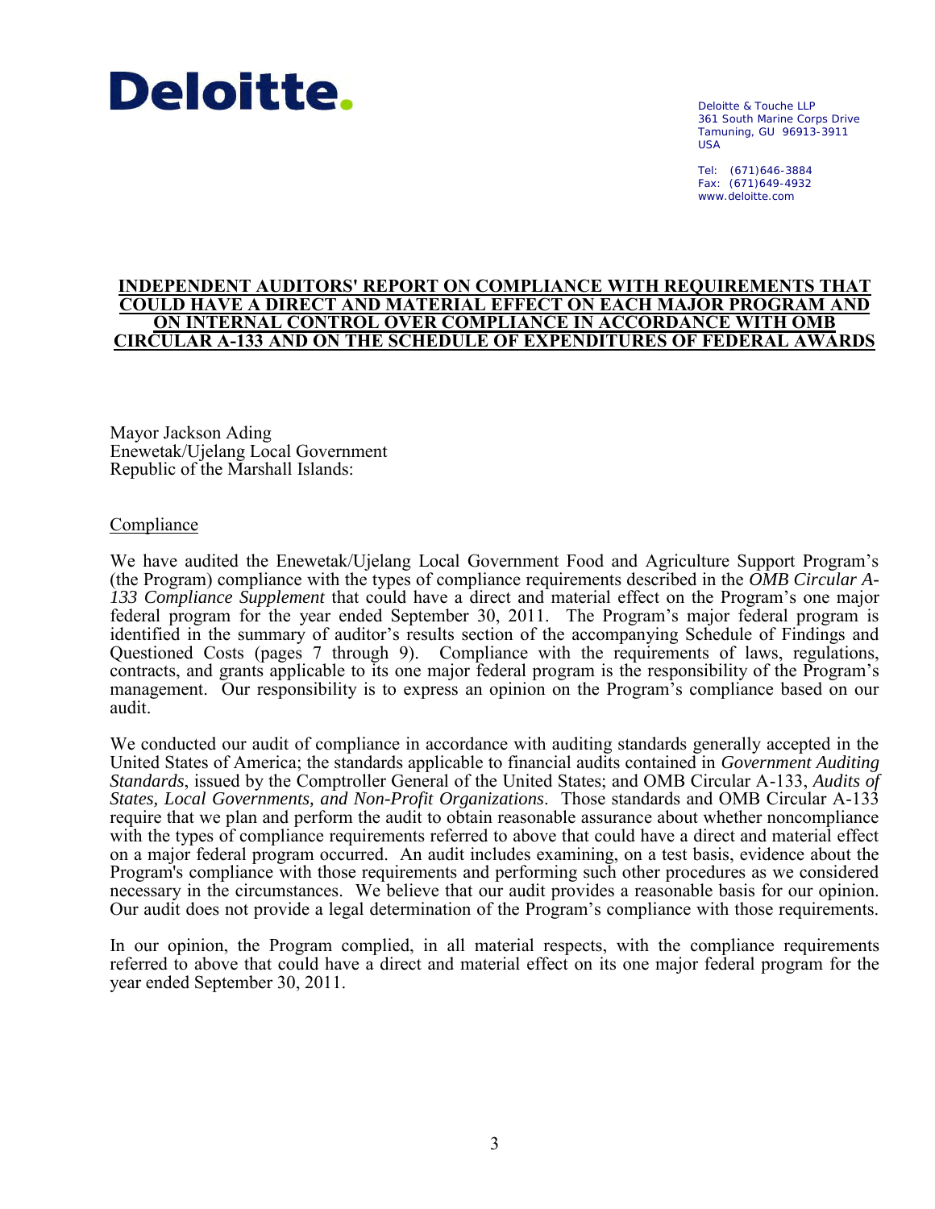**Deloitte.**

Deloitte & Touche LLP
361 South Marine Corps Drive
Tamuning, GU 96913-3911
USA

Tel: (671)646-3884
Fax: (671)649-4932
www.deloitte.com

## INDEPENDENT AUDITORS' REPORT ON COMPLIANCE WITH REQUIREMENTS THAT COULD HAVE A DIRECT AND MATERIAL EFFECT ON EACH MAJOR PROGRAM AND ON INTERNAL CONTROL OVER COMPLIANCE IN ACCORDANCE WITH OMB CIRCULAR A-133 AND ON THE SCHEDULE OF EXPENDITURES OF FEDERAL AWARDS

Mayor Jackson Ading
Enewetak/Ujelang Local Government
Republic of the Marshall Islands:

### Compliance

We have audited the Enewetak/Ujelang Local Government Food and Agriculture Support Program's (the Program) compliance with the types of compliance requirements described in the *OMB Circular A-133 Compliance Supplement* that could have a direct and material effect on the Program's one major federal program for the year ended September 30, 2011. The Program's major federal program is identified in the summary of auditor's results section of the accompanying Schedule of Findings and Questioned Costs (pages 7 through 9). Compliance with the requirements of laws, regulations, contracts, and grants applicable to its one major federal program is the responsibility of the Program's management. Our responsibility is to express an opinion on the Program's compliance based on our audit.

We conducted our audit of compliance in accordance with auditing standards generally accepted in the United States of America; the standards applicable to financial audits contained in *Government Auditing Standards*, issued by the Comptroller General of the United States; and OMB Circular A-133, *Audits of States, Local Governments, and Non-Profit Organizations*. Those standards and OMB Circular A-133 require that we plan and perform the audit to obtain reasonable assurance about whether noncompliance with the types of compliance requirements referred to above that could have a direct and material effect on a major federal program occurred. An audit includes examining, on a test basis, evidence about the Program's compliance with those requirements and performing such other procedures as we considered necessary in the circumstances. We believe that our audit provides a reasonable basis for our opinion. Our audit does not provide a legal determination of the Program's compliance with those requirements.

In our opinion, the Program complied, in all material respects, with the compliance requirements referred to above that could have a direct and material effect on its one major federal program for the year ended September 30, 2011.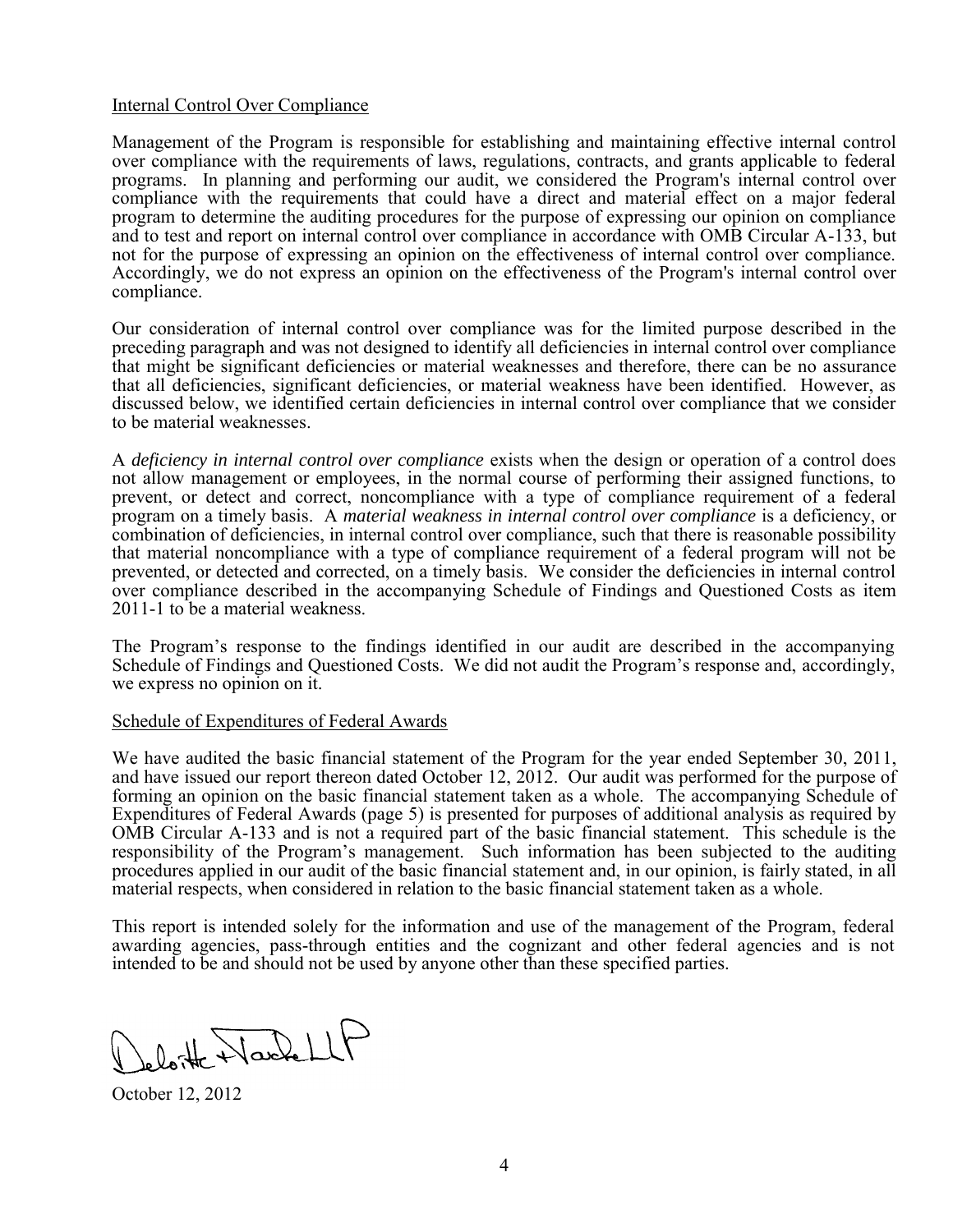Internal Control Over Compliance

Management of the Program is responsible for establishing and maintaining effective internal control over compliance with the requirements of laws, regulations, contracts, and grants applicable to federal programs. In planning and performing our audit, we considered the Program's internal control over compliance with the requirements that could have a direct and material effect on a major federal program to determine the auditing procedures for the purpose of expressing our opinion on compliance and to test and report on internal control over compliance in accordance with OMB Circular A-133, but not for the purpose of expressing an opinion on the effectiveness of internal control over compliance. Accordingly, we do not express an opinion on the effectiveness of the Program's internal control over compliance.

Our consideration of internal control over compliance was for the limited purpose described in the preceding paragraph and was not designed to identify all deficiencies in internal control over compliance that might be significant deficiencies or material weaknesses and therefore, there can be no assurance that all deficiencies, significant deficiencies, or material weakness have been identified. However, as discussed below, we identified certain deficiencies in internal control over compliance that we consider to be material weaknesses.

A *deficiency in internal control over compliance* exists when the design or operation of a control does not allow management or employees, in the normal course of performing their assigned functions, to prevent, or detect and correct, noncompliance with a type of compliance requirement of a federal program on a timely basis. A *material weakness in internal control over compliance* is a deficiency, or combination of deficiencies, in internal control over compliance, such that there is reasonable possibility that material noncompliance with a type of compliance requirement of a federal program will not be prevented, or detected and corrected, on a timely basis. We consider the deficiencies in internal control over compliance described in the accompanying Schedule of Findings and Questioned Costs as item 2011-1 to be a material weakness.

The Program's response to the findings identified in our audit are described in the accompanying Schedule of Findings and Questioned Costs. We did not audit the Program's response and, accordingly, we express no opinion on it.

Schedule of Expenditures of Federal Awards

We have audited the basic financial statement of the Program for the year ended September 30, 2011, and have issued our report thereon dated October 12, 2012. Our audit was performed for the purpose of forming an opinion on the basic financial statement taken as a whole. The accompanying Schedule of Expenditures of Federal Awards (page 5) is presented for purposes of additional analysis as required by OMB Circular A-133 and is not a required part of the basic financial statement. This schedule is the responsibility of the Program's management. Such information has been subjected to the auditing procedures applied in our audit of the basic financial statement and, in our opinion, is fairly stated, in all material respects, when considered in relation to the basic financial statement taken as a whole.

This report is intended solely for the information and use of the management of the Program, federal awarding agencies, pass-through entities and the cognizant and other federal agencies and is not intended to be and should not be used by anyone other than these specified parties.

Deloitte & Touche LLP

October 12, 2012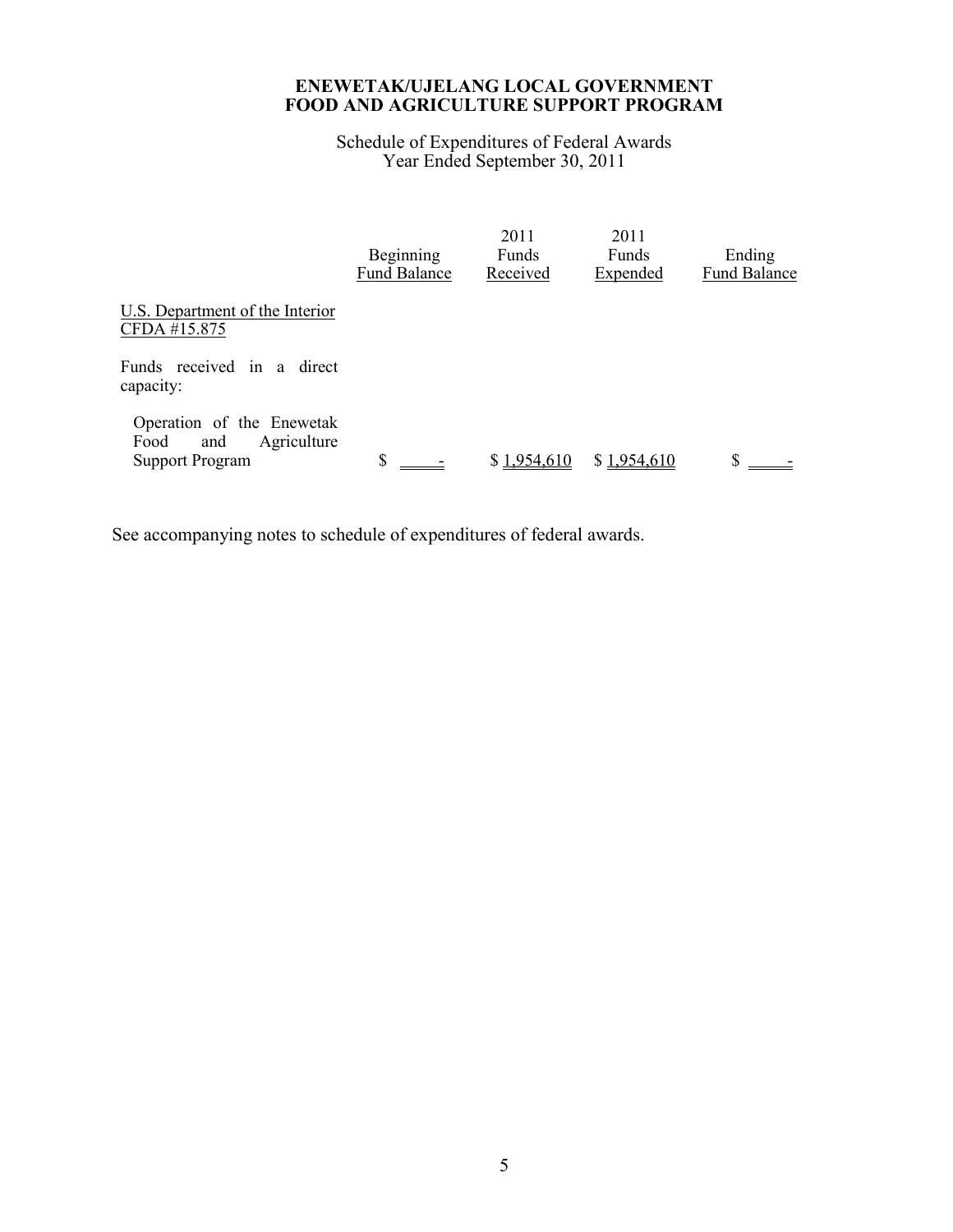**ENEWETAK/UJELANG LOCAL GOVERNMENT**
**FOOD AND AGRICULTURE SUPPORT PROGRAM**

Schedule of Expenditures of Federal Awards
Year Ended September 30, 2011

| | Beginning Fund Balance | 2011 Funds Received | 2011 Funds Expended | Ending Fund Balance |
|---|---|---|---|---|
| U.S. Department of the Interior CFDA #15.875 | | | | |
| Funds received in a direct capacity: | | | | |
| Operation of the Enewetak Food and Agriculture Support Program | $ - | $ 1,954,610 | $ 1,954,610 | $ - |

See accompanying notes to schedule of expenditures of federal awards.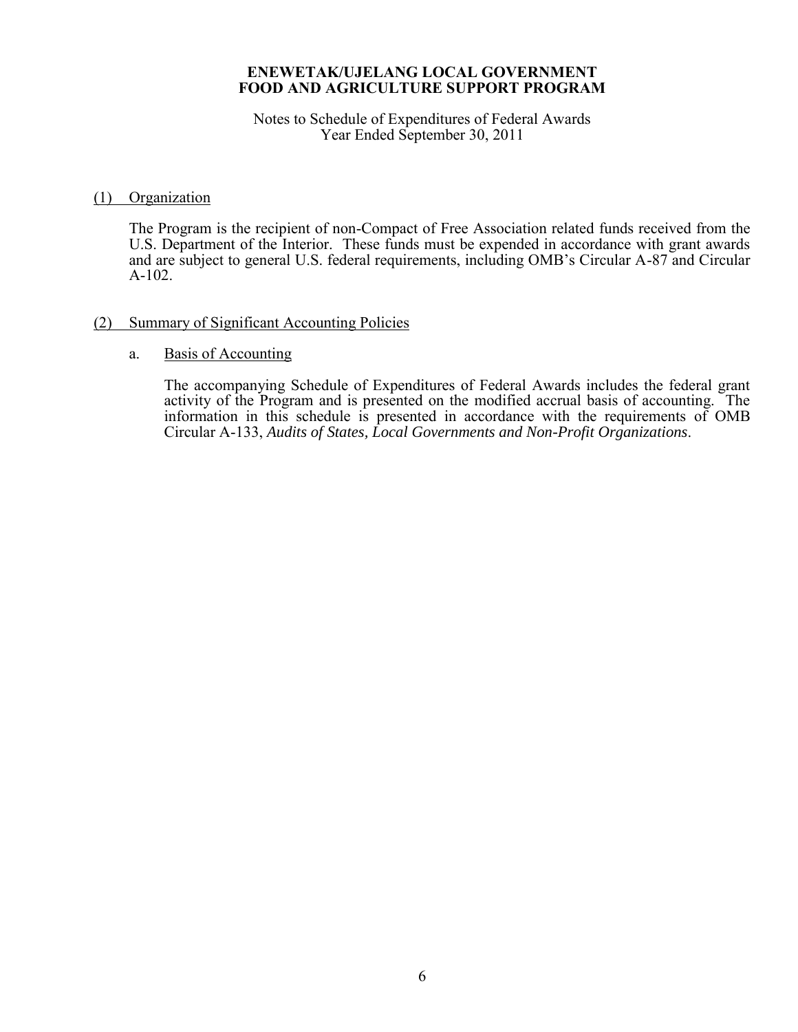**ENEWETAK/UJELANG LOCAL GOVERNMENT**
**FOOD AND AGRICULTURE SUPPORT PROGRAM**

Notes to Schedule of Expenditures of Federal Awards
Year Ended September 30, 2011

## (1) Organization

The Program is the recipient of non-Compact of Free Association related funds received from the U.S. Department of the Interior. These funds must be expended in accordance with grant awards and are subject to general U.S. federal requirements, including OMB's Circular A-87 and Circular A-102.

## (2) Summary of Significant Accounting Policies

### a. Basis of Accounting

The accompanying Schedule of Expenditures of Federal Awards includes the federal grant activity of the Program and is presented on the modified accrual basis of accounting. The information in this schedule is presented in accordance with the requirements of OMB Circular A-133, *Audits of States, Local Governments and Non-Profit Organizations*.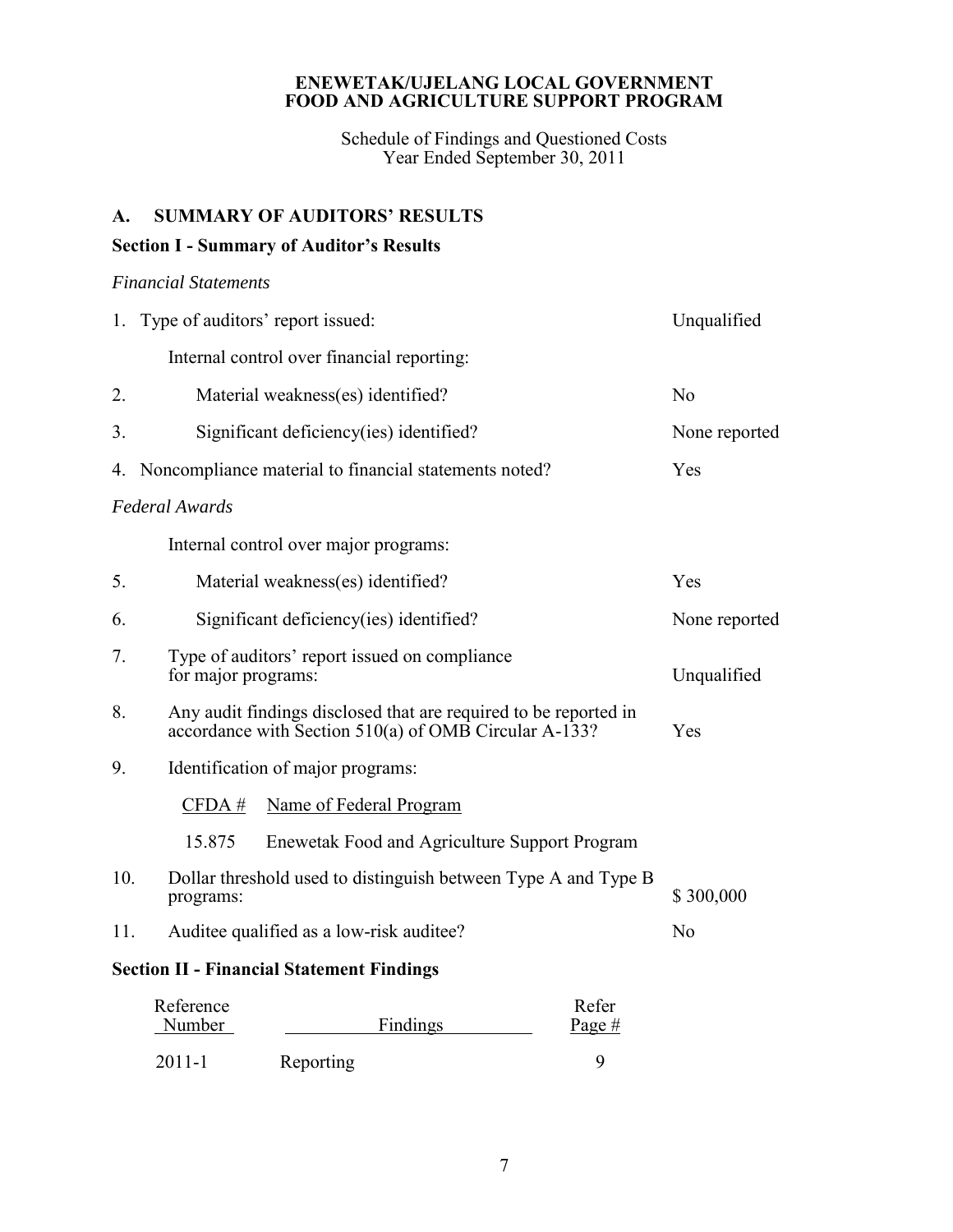**ENEWETAK/UJELANG LOCAL GOVERNMENT**
**FOOD AND AGRICULTURE SUPPORT PROGRAM**

Schedule of Findings and Questioned Costs
Year Ended September 30, 2011

## A. SUMMARY OF AUDITORS' RESULTS

### Section I - Summary of Auditor's Results

*Financial Statements*

| | | |
|---|---|---|
| 1. | Type of auditors' report issued: | Unqualified |
| | Internal control over financial reporting: | |
| 2. | Material weakness(es) identified? | No |
| 3. | Significant deficiency(ies) identified? | None reported |
| 4. | Noncompliance material to financial statements noted? | Yes |

*Federal Awards*

| | | |
|---|---|---|
| | Internal control over major programs: | |
| 5. | Material weakness(es) identified? | Yes |
| 6. | Significant deficiency(ies) identified? | None reported |
| 7. | Type of auditors' report issued on compliance for major programs: | Unqualified |
| 8. | Any audit findings disclosed that are required to be reported in accordance with Section 510(a) of OMB Circular A-133? | Yes |
| 9. | Identification of major programs: | |

| CFDA # | Name of Federal Program |
|---|---|
| 15.875 | Enewetak Food and Agriculture Support Program |

| | | |
|---|---|---|
| 10. | Dollar threshold used to distinguish between Type A and Type B programs: | $ 300,000 |
| 11. | Auditee qualified as a low-risk auditee? | No |

### Section II - Financial Statement Findings

| Reference Number | Findings | Refer Page # |
|---|---|---|
| 2011-1 | Reporting | 9 |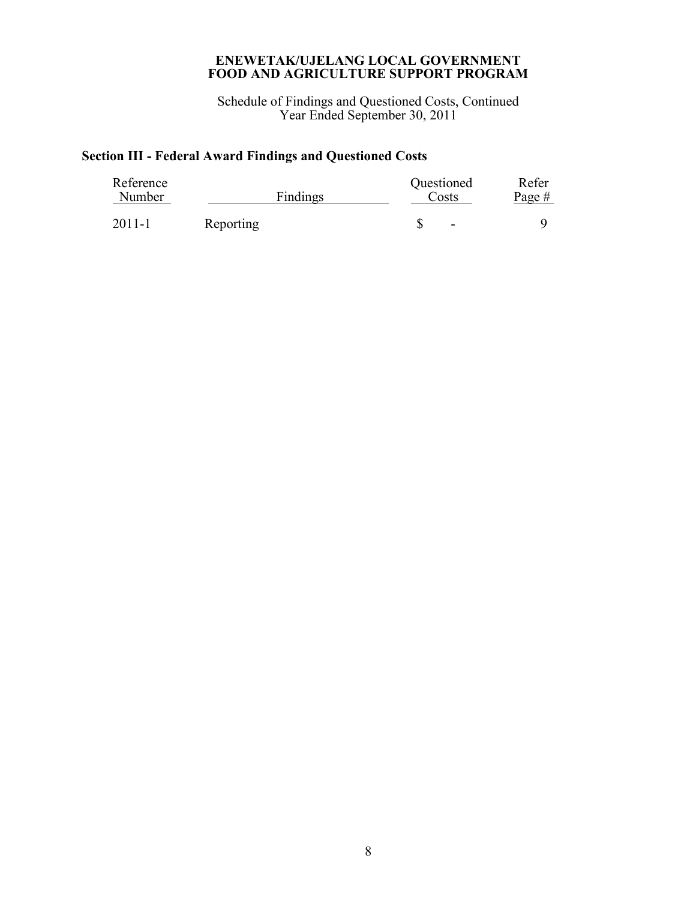**ENEWETAK/UJELANG LOCAL GOVERNMENT**
**FOOD AND AGRICULTURE SUPPORT PROGRAM**

Schedule of Findings and Questioned Costs, Continued
Year Ended September 30, 2011

## Section III - Federal Award Findings and Questioned Costs

| Reference Number | Findings | Questioned Costs | Refer Page # |
|---|---|---|---|
| 2011-1 | Reporting | $ - | 9 |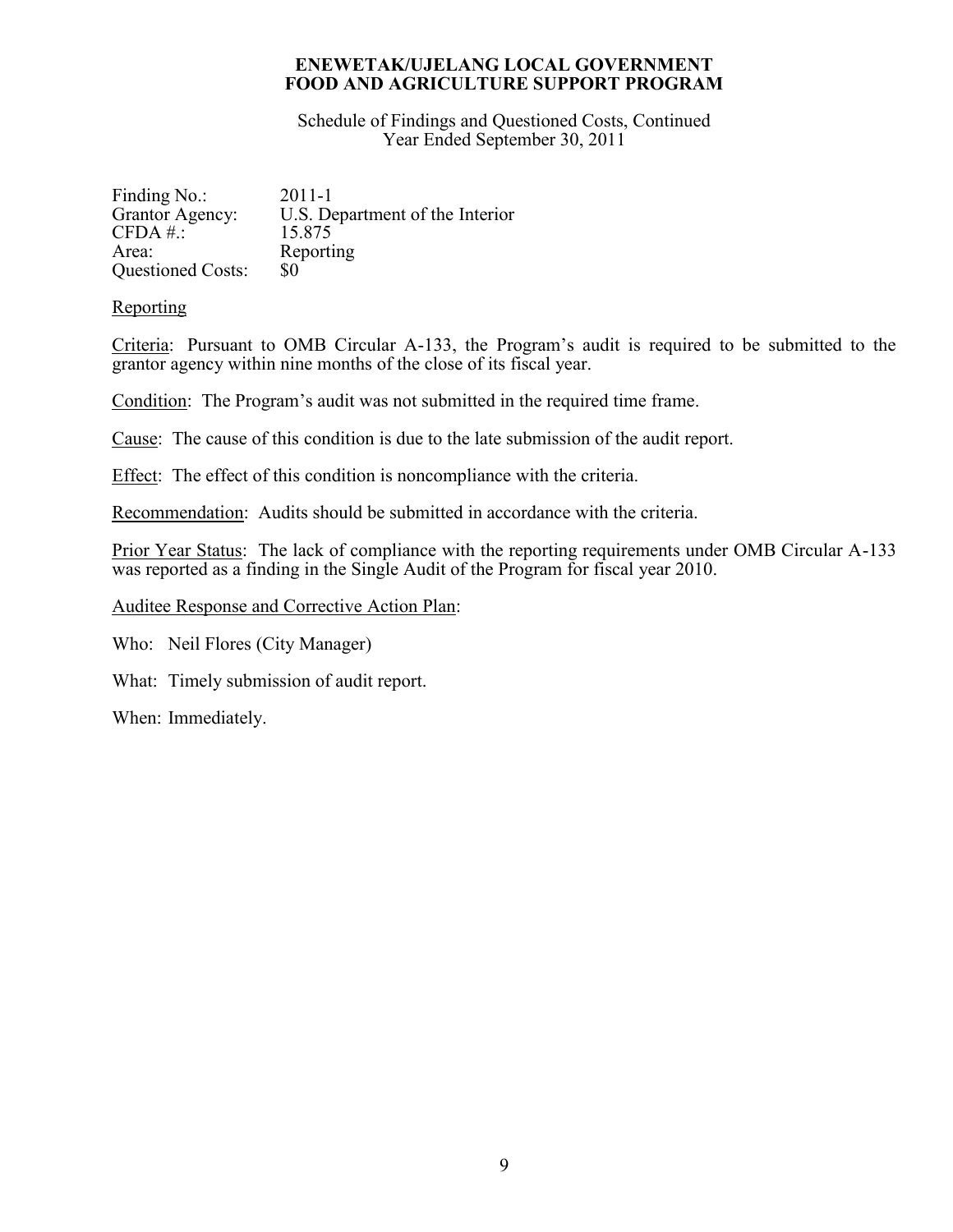**ENEWETAK/UJELANG LOCAL GOVERNMENT**
**FOOD AND AGRICULTURE SUPPORT PROGRAM**

Schedule of Findings and Questioned Costs, Continued
Year Ended September 30, 2011

Finding No.: 2011-1
Grantor Agency: U.S. Department of the Interior
CFDA #.: 15.875
Area: Reporting
Questioned Costs: $0

Reporting

Criteria: Pursuant to OMB Circular A-133, the Program's audit is required to be submitted to the grantor agency within nine months of the close of its fiscal year.

Condition: The Program's audit was not submitted in the required time frame.

Cause: The cause of this condition is due to the late submission of the audit report.

Effect: The effect of this condition is noncompliance with the criteria.

Recommendation: Audits should be submitted in accordance with the criteria.

Prior Year Status: The lack of compliance with the reporting requirements under OMB Circular A-133 was reported as a finding in the Single Audit of the Program for fiscal year 2010.

Auditee Response and Corrective Action Plan:

Who: Neil Flores (City Manager)

What: Timely submission of audit report.

When: Immediately.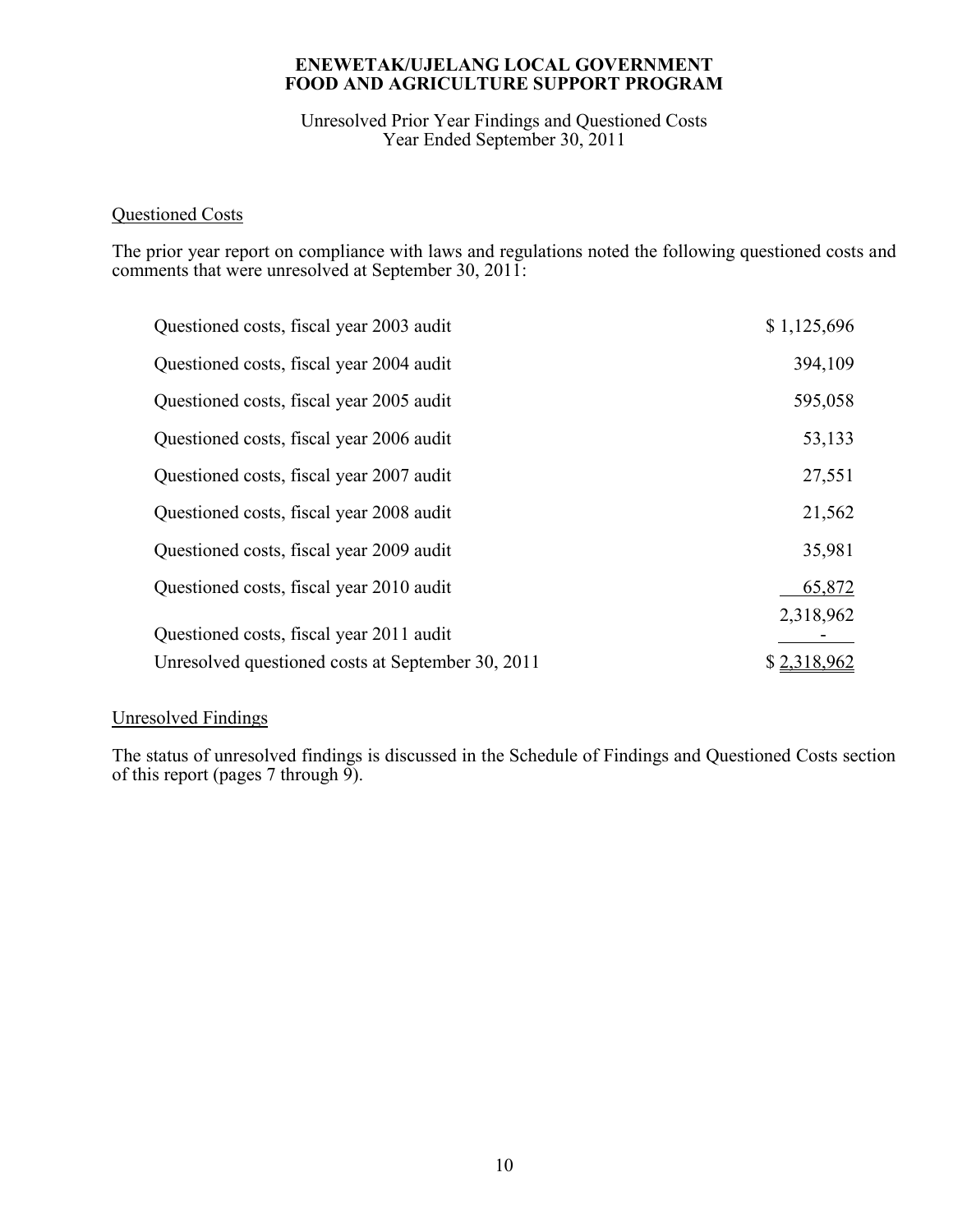**ENEWETAK/UJELANG LOCAL GOVERNMENT**
**FOOD AND AGRICULTURE SUPPORT PROGRAM**

Unresolved Prior Year Findings and Questioned Costs
Year Ended September 30, 2011

## Questioned Costs

The prior year report on compliance with laws and regulations noted the following questioned costs and comments that were unresolved at September 30, 2011:

| | |
|---|---|
| Questioned costs, fiscal year 2003 audit | $ 1,125,696 |
| Questioned costs, fiscal year 2004 audit | 394,109 |
| Questioned costs, fiscal year 2005 audit | 595,058 |
| Questioned costs, fiscal year 2006 audit | 53,133 |
| Questioned costs, fiscal year 2007 audit | 27,551 |
| Questioned costs, fiscal year 2008 audit | 21,562 |
| Questioned costs, fiscal year 2009 audit | 35,981 |
| Questioned costs, fiscal year 2010 audit | 65,872 |
| | 2,318,962 |
| Questioned costs, fiscal year 2011 audit | - |
| Unresolved questioned costs at September 30, 2011 | $ 2,318,962 |

## Unresolved Findings

The status of unresolved findings is discussed in the Schedule of Findings and Questioned Costs section of this report (pages 7 through 9).